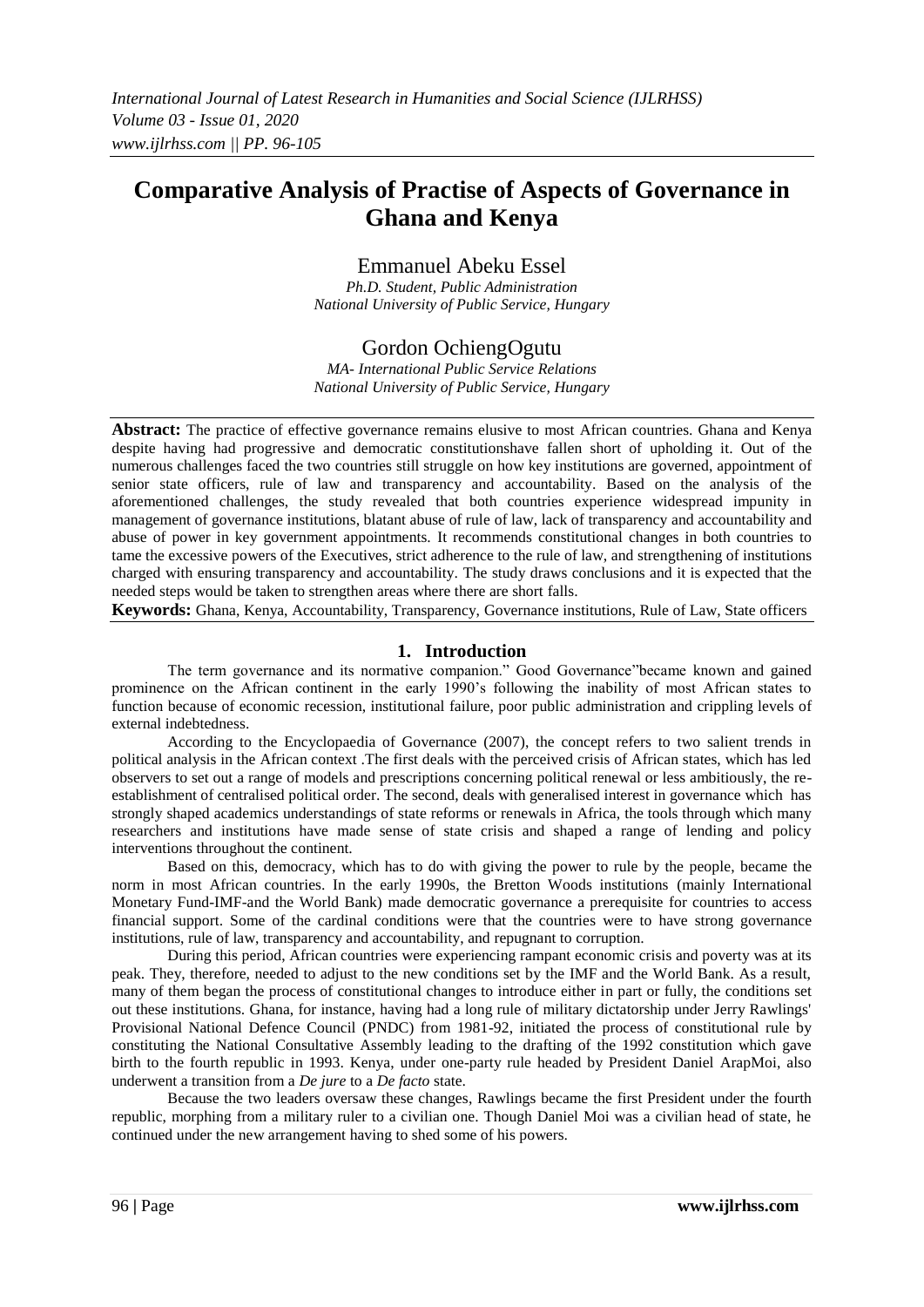# Comparative Analysis of Practise of Aspects of Governance in Ghana and Kenya

Emmanuel Abeku Essel

*Ph.D. Student, Public Administration*
*National University of Public Service, Hungary*

Gordon OchiengOgutu

*MA- International Public Service Relations*
*National University of Public Service, Hungary*

**Abstract:** The practice of effective governance remains elusive to most African countries. Ghana and Kenya despite having had progressive and democratic constitutionshave fallen short of upholding it. Out of the numerous challenges faced the two countries still struggle on how key institutions are governed, appointment of senior state officers, rule of law and transparency and accountability. Based on the analysis of the aforementioned challenges, the study revealed that both countries experience widespread impunity in management of governance institutions, blatant abuse of rule of law, lack of transparency and accountability and abuse of power in key government appointments. It recommends constitutional changes in both countries to tame the excessive powers of the Executives, strict adherence to the rule of law, and strengthening of institutions charged with ensuring transparency and accountability. The study draws conclusions and it is expected that the needed steps would be taken to strengthen areas where there are short falls.

**Keywords:** Ghana, Kenya, Accountability, Transparency, Governance institutions, Rule of Law, State officers

## 1. Introduction

The term governance and its normative companion." Good Governance"became known and gained prominence on the African continent in the early 1990's following the inability of most African states to function because of economic recession, institutional failure, poor public administration and crippling levels of external indebtedness.

According to the Encyclopaedia of Governance (2007), the concept refers to two salient trends in political analysis in the African context .The first deals with the perceived crisis of African states, which has led observers to set out a range of models and prescriptions concerning political renewal or less ambitiously, the re-establishment of centralised political order. The second, deals with generalised interest in governance which has strongly shaped academics understandings of state reforms or renewals in Africa, the tools through which many researchers and institutions have made sense of state crisis and shaped a range of lending and policy interventions throughout the continent.

Based on this, democracy, which has to do with giving the power to rule by the people, became the norm in most African countries. In the early 1990s, the Bretton Woods institutions (mainly International Monetary Fund-IMF-and the World Bank) made democratic governance a prerequisite for countries to access financial support. Some of the cardinal conditions were that the countries were to have strong governance institutions, rule of law, transparency and accountability, and repugnant to corruption.

During this period, African countries were experiencing rampant economic crisis and poverty was at its peak. They, therefore, needed to adjust to the new conditions set by the IMF and the World Bank. As a result, many of them began the process of constitutional changes to introduce either in part or fully, the conditions set out these institutions. Ghana, for instance, having had a long rule of military dictatorship under Jerry Rawlings' Provisional National Defence Council (PNDC) from 1981-92, initiated the process of constitutional rule by constituting the National Consultative Assembly leading to the drafting of the 1992 constitution which gave birth to the fourth republic in 1993. Kenya, under one-party rule headed by President Daniel ArapMoi, also underwent a transition from a *De jure* to a *De facto* state.

Because the two leaders oversaw these changes, Rawlings became the first President under the fourth republic, morphing from a military ruler to a civilian one. Though Daniel Moi was a civilian head of state, he continued under the new arrangement having to shed some of his powers.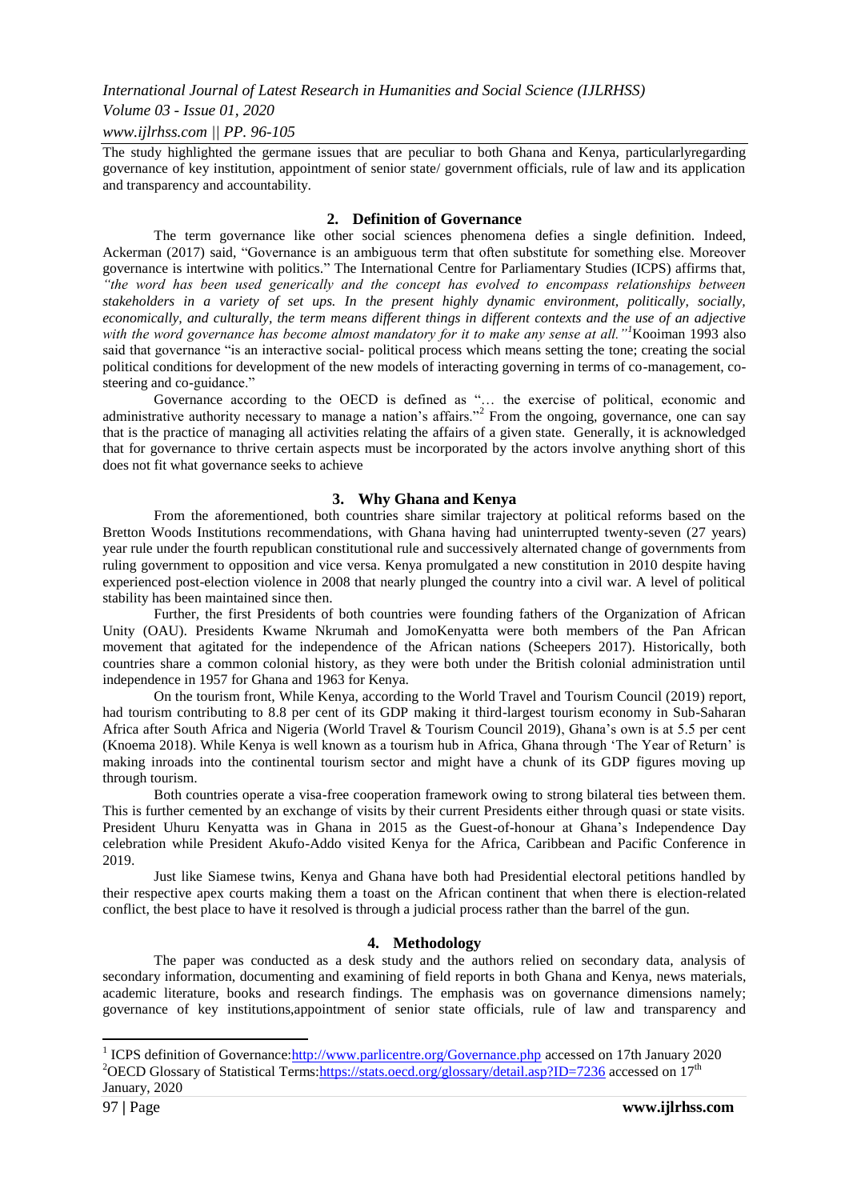The study highlighted the germane issues that are peculiar to both Ghana and Kenya, particularlyregarding governance of key institution, appointment of senior state/ government officials, rule of law and its application and transparency and accountability.

## 2. Definition of Governance

The term governance like other social sciences phenomena defies a single definition. Indeed, Ackerman (2017) said, "Governance is an ambiguous term that often substitute for something else. Moreover governance is intertwine with politics." The International Centre for Parliamentary Studies (ICPS) affirms that, *"the word has been used generically and the concept has evolved to encompass relationships between stakeholders in a variety of set ups. In the present highly dynamic environment, politically, socially, economically, and culturally, the term means different things in different contexts and the use of an adjective with the word governance has become almost mandatory for it to make any sense at all."*[1] Kooiman 1993 also said that governance "is an interactive social- political process which means setting the tone; creating the social political conditions for development of the new models of interacting governing in terms of co-management, co-steering and co-guidance."

Governance according to the OECD is defined as "… the exercise of political, economic and administrative authority necessary to manage a nation's affairs."[2] From the ongoing, governance, one can say that is the practice of managing all activities relating the affairs of a given state. Generally, it is acknowledged that for governance to thrive certain aspects must be incorporated by the actors involve anything short of this does not fit what governance seeks to achieve

## 3. Why Ghana and Kenya

From the aforementioned, both countries share similar trajectory at political reforms based on the Bretton Woods Institutions recommendations, with Ghana having had uninterrupted twenty-seven (27 years) year rule under the fourth republican constitutional rule and successively alternated change of governments from ruling government to opposition and vice versa. Kenya promulgated a new constitution in 2010 despite having experienced post-election violence in 2008 that nearly plunged the country into a civil war. A level of political stability has been maintained since then.

Further, the first Presidents of both countries were founding fathers of the Organization of African Unity (OAU). Presidents Kwame Nkrumah and JomoKenyatta were both members of the Pan African movement that agitated for the independence of the African nations (Scheepers 2017). Historically, both countries share a common colonial history, as they were both under the British colonial administration until independence in 1957 for Ghana and 1963 for Kenya.

On the tourism front, While Kenya, according to the World Travel and Tourism Council (2019) report, had tourism contributing to 8.8 per cent of its GDP making it third-largest tourism economy in Sub-Saharan Africa after South Africa and Nigeria (World Travel & Tourism Council 2019), Ghana's own is at 5.5 per cent (Knoema 2018). While Kenya is well known as a tourism hub in Africa, Ghana through 'The Year of Return' is making inroads into the continental tourism sector and might have a chunk of its GDP figures moving up through tourism.

Both countries operate a visa-free cooperation framework owing to strong bilateral ties between them. This is further cemented by an exchange of visits by their current Presidents either through quasi or state visits. President Uhuru Kenyatta was in Ghana in 2015 as the Guest-of-honour at Ghana's Independence Day celebration while President Akufo-Addo visited Kenya for the Africa, Caribbean and Pacific Conference in 2019.

Just like Siamese twins, Kenya and Ghana have both had Presidential electoral petitions handled by their respective apex courts making them a toast on the African continent that when there is election-related conflict, the best place to have it resolved is through a judicial process rather than the barrel of the gun.

## 4. Methodology

The paper was conducted as a desk study and the authors relied on secondary data, analysis of secondary information, documenting and examining of field reports in both Ghana and Kenya, news materials, academic literature, books and research findings. The emphasis was on governance dimensions namely; governance of key institutions,appointment of senior state officials, rule of law and transparency and

---

[1] ICPS definition of Governance:http://www.parlicentre.org/Governance.php accessed on 17th January 2020

[2] OECD Glossary of Statistical Terms:https://stats.oecd.org/glossary/detail.asp?ID=7236 accessed on 17th January, 2020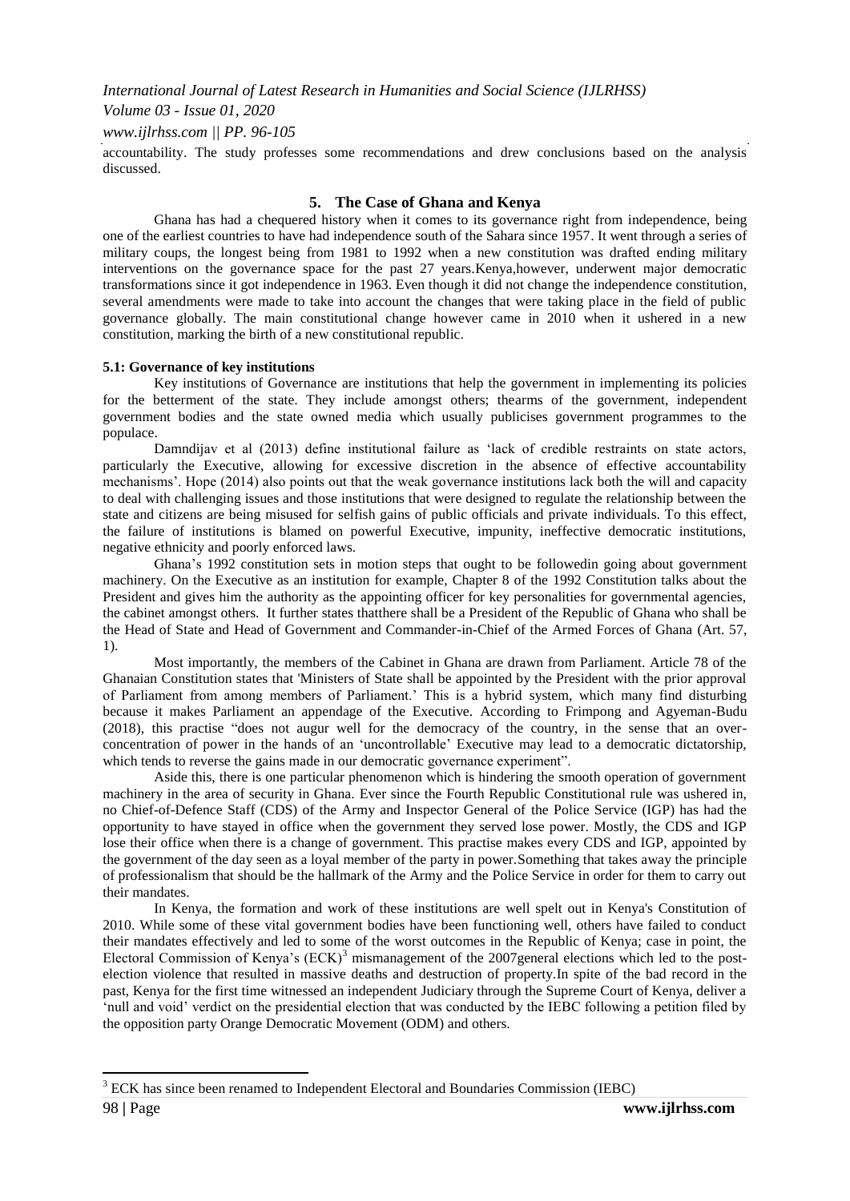accountability. The study professes some recommendations and drew conclusions based on the analysis discussed.

## 5. The Case of Ghana and Kenya

Ghana has had a chequered history when it comes to its governance right from independence, being one of the earliest countries to have had independence south of the Sahara since 1957. It went through a series of military coups, the longest being from 1981 to 1992 when a new constitution was drafted ending military interventions on the governance space for the past 27 years.Kenya,however, underwent major democratic transformations since it got independence in 1963. Even though it did not change the independence constitution, several amendments were made to take into account the changes that were taking place in the field of public governance globally. The main constitutional change however came in 2010 when it ushered in a new constitution, marking the birth of a new constitutional republic.

### 5.1: Governance of key institutions

Key institutions of Governance are institutions that help the government in implementing its policies for the betterment of the state. They include amongst others; thearms of the government, independent government bodies and the state owned media which usually publicises government programmes to the populace.

Damndijav et al (2013) define institutional failure as 'lack of credible restraints on state actors, particularly the Executive, allowing for excessive discretion in the absence of effective accountability mechanisms'. Hope (2014) also points out that the weak governance institutions lack both the will and capacity to deal with challenging issues and those institutions that were designed to regulate the relationship between the state and citizens are being misused for selfish gains of public officials and private individuals. To this effect, the failure of institutions is blamed on powerful Executive, impunity, ineffective democratic institutions, negative ethnicity and poorly enforced laws.

Ghana's 1992 constitution sets in motion steps that ought to be followedin going about government machinery. On the Executive as an institution for example, Chapter 8 of the 1992 Constitution talks about the President and gives him the authority as the appointing officer for key personalities for governmental agencies, the cabinet amongst others. It further states thatthere shall be a President of the Republic of Ghana who shall be the Head of State and Head of Government and Commander-in-Chief of the Armed Forces of Ghana (Art. 57, 1).

Most importantly, the members of the Cabinet in Ghana are drawn from Parliament. Article 78 of the Ghanaian Constitution states that 'Ministers of State shall be appointed by the President with the prior approval of Parliament from among members of Parliament.' This is a hybrid system, which many find disturbing because it makes Parliament an appendage of the Executive. According to Frimpong and Agyeman-Budu (2018), this practise "does not augur well for the democracy of the country, in the sense that an over-concentration of power in the hands of an 'uncontrollable' Executive may lead to a democratic dictatorship, which tends to reverse the gains made in our democratic governance experiment".

Aside this, there is one particular phenomenon which is hindering the smooth operation of government machinery in the area of security in Ghana. Ever since the Fourth Republic Constitutional rule was ushered in, no Chief-of-Defence Staff (CDS) of the Army and Inspector General of the Police Service (IGP) has had the opportunity to have stayed in office when the government they served lose power. Mostly, the CDS and IGP lose their office when there is a change of government. This practise makes every CDS and IGP, appointed by the government of the day seen as a loyal member of the party in power.Something that takes away the principle of professionalism that should be the hallmark of the Army and the Police Service in order for them to carry out their mandates.

In Kenya, the formation and work of these institutions are well spelt out in Kenya's Constitution of 2010. While some of these vital government bodies have been functioning well, others have failed to conduct their mandates effectively and led to some of the worst outcomes in the Republic of Kenya; case in point, the Electoral Commission of Kenya's (ECK)[3] mismanagement of the 2007general elections which led to the post-election violence that resulted in massive deaths and destruction of property.In spite of the bad record in the past, Kenya for the first time witnessed an independent Judiciary through the Supreme Court of Kenya, deliver a 'null and void' verdict on the presidential election that was conducted by the IEBC following a petition filed by the opposition party Orange Democratic Movement (ODM) and others.

---

[3] ECK has since been renamed to Independent Electoral and Boundaries Commission (IEBC)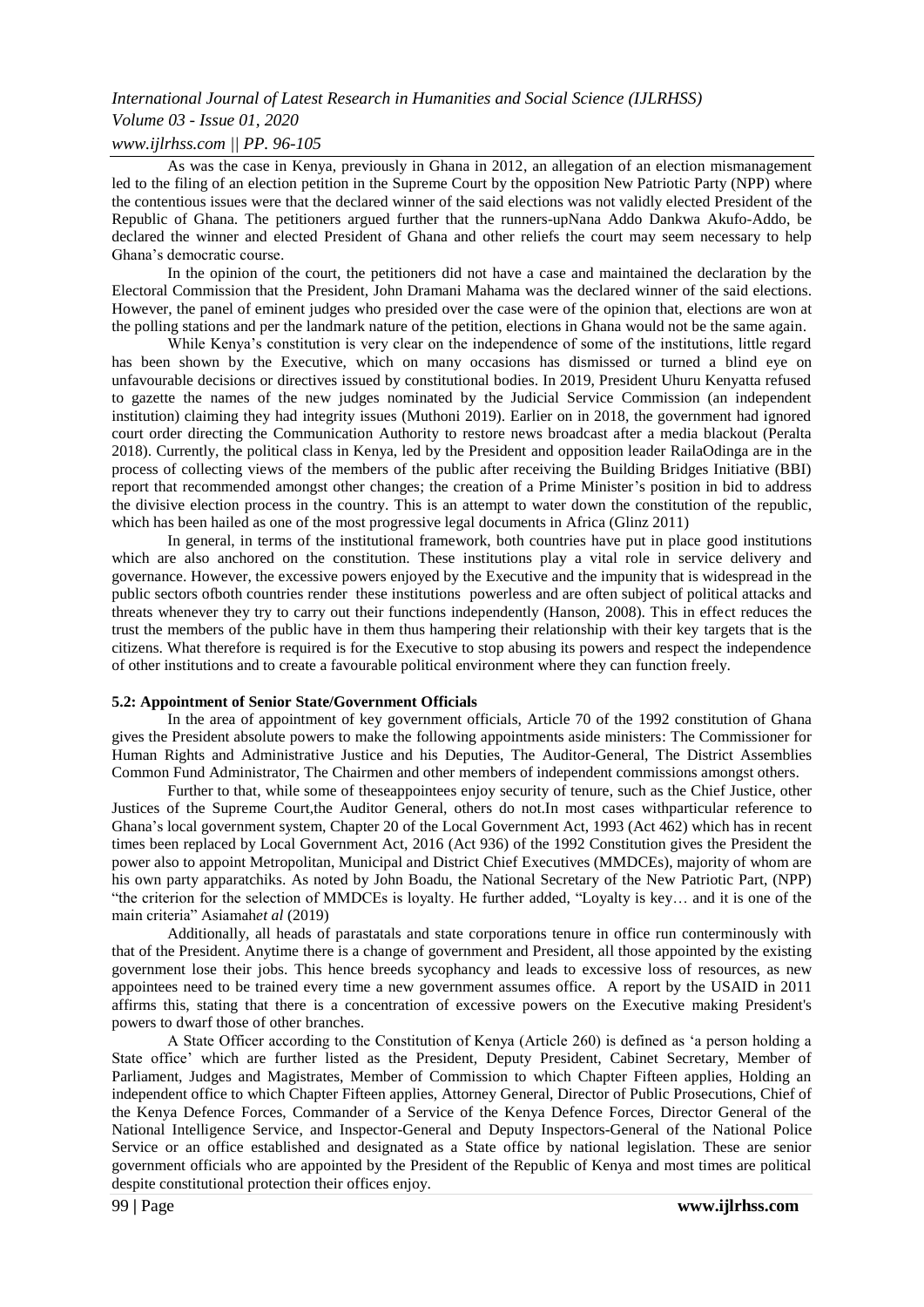As was the case in Kenya, previously in Ghana in 2012, an allegation of an election mismanagement led to the filing of an election petition in the Supreme Court by the opposition New Patriotic Party (NPP) where the contentious issues were that the declared winner of the said elections was not validly elected President of the Republic of Ghana. The petitioners argued further that the runners-upNana Addo Dankwa Akufo-Addo, be declared the winner and elected President of Ghana and other reliefs the court may seem necessary to help Ghana's democratic course.

In the opinion of the court, the petitioners did not have a case and maintained the declaration by the Electoral Commission that the President, John Dramani Mahama was the declared winner of the said elections. However, the panel of eminent judges who presided over the case were of the opinion that, elections are won at the polling stations and per the landmark nature of the petition, elections in Ghana would not be the same again.

While Kenya's constitution is very clear on the independence of some of the institutions, little regard has been shown by the Executive, which on many occasions has dismissed or turned a blind eye on unfavourable decisions or directives issued by constitutional bodies. In 2019, President Uhuru Kenyatta refused to gazette the names of the new judges nominated by the Judicial Service Commission (an independent institution) claiming they had integrity issues (Muthoni 2019). Earlier on in 2018, the government had ignored court order directing the Communication Authority to restore news broadcast after a media blackout (Peralta 2018). Currently, the political class in Kenya, led by the President and opposition leader RailaOdinga are in the process of collecting views of the members of the public after receiving the Building Bridges Initiative (BBI) report that recommended amongst other changes; the creation of a Prime Minister's position in bid to address the divisive election process in the country. This is an attempt to water down the constitution of the republic, which has been hailed as one of the most progressive legal documents in Africa (Glinz 2011)

In general, in terms of the institutional framework, both countries have put in place good institutions which are also anchored on the constitution. These institutions play a vital role in service delivery and governance. However, the excessive powers enjoyed by the Executive and the impunity that is widespread in the public sectors ofboth countries render these institutions powerless and are often subject of political attacks and threats whenever they try to carry out their functions independently (Hanson, 2008). This in effect reduces the trust the members of the public have in them thus hampering their relationship with their key targets that is the citizens. What therefore is required is for the Executive to stop abusing its powers and respect the independence of other institutions and to create a favourable political environment where they can function freely.

#### 5.2: Appointment of Senior State/Government Officials

In the area of appointment of key government officials, Article 70 of the 1992 constitution of Ghana gives the President absolute powers to make the following appointments aside ministers: The Commissioner for Human Rights and Administrative Justice and his Deputies, The Auditor-General, The District Assemblies Common Fund Administrator, The Chairmen and other members of independent commissions amongst others.

Further to that, while some of theseappointees enjoy security of tenure, such as the Chief Justice, other Justices of the Supreme Court,the Auditor General, others do not.In most cases withparticular reference to Ghana's local government system, Chapter 20 of the Local Government Act, 1993 (Act 462) which has in recent times been replaced by Local Government Act, 2016 (Act 936) of the 1992 Constitution gives the President the power also to appoint Metropolitan, Municipal and District Chief Executives (MMDCEs), majority of whom are his own party apparatchiks. As noted by John Boadu, the National Secretary of the New Patriotic Part, (NPP) "the criterion for the selection of MMDCEs is loyalty. He further added, "Loyalty is key… and it is one of the main criteria" Asiamah*et al* (2019)

Additionally, all heads of parastatals and state corporations tenure in office run conterminously with that of the President. Anytime there is a change of government and President, all those appointed by the existing government lose their jobs. This hence breeds sycophancy and leads to excessive loss of resources, as new appointees need to be trained every time a new government assumes office. A report by the USAID in 2011 affirms this, stating that there is a concentration of excessive powers on the Executive making President's powers to dwarf those of other branches.

A State Officer according to the Constitution of Kenya (Article 260) is defined as 'a person holding a State office' which are further listed as the President, Deputy President, Cabinet Secretary, Member of Parliament, Judges and Magistrates, Member of Commission to which Chapter Fifteen applies, Holding an independent office to which Chapter Fifteen applies, Attorney General, Director of Public Prosecutions, Chief of the Kenya Defence Forces, Commander of a Service of the Kenya Defence Forces, Director General of the National Intelligence Service, and Inspector-General and Deputy Inspectors-General of the National Police Service or an office established and designated as a State office by national legislation. These are senior government officials who are appointed by the President of the Republic of Kenya and most times are political despite constitutional protection their offices enjoy.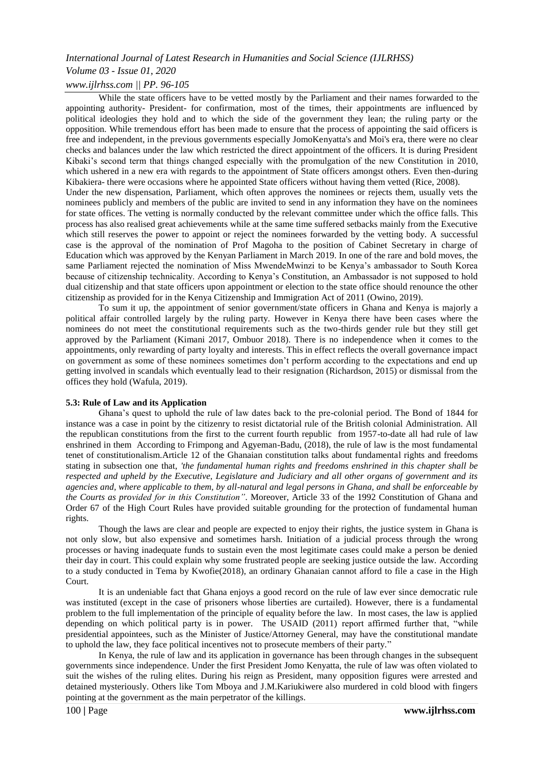While the state officers have to be vetted mostly by the Parliament and their names forwarded to the appointing authority- President- for confirmation, most of the times, their appointments are influenced by political ideologies they hold and to which the side of the government they lean; the ruling party or the opposition. While tremendous effort has been made to ensure that the process of appointing the said officers is free and independent, in the previous governments especially JomoKenyatta's and Moi's era, there were no clear checks and balances under the law which restricted the direct appointment of the officers. It is during President Kibaki's second term that things changed especially with the promulgation of the new Constitution in 2010, which ushered in a new era with regards to the appointment of State officers amongst others. Even then-during Kibakiera- there were occasions where he appointed State officers without having them vetted (Rice, 2008).

Under the new dispensation, Parliament, which often approves the nominees or rejects them, usually vets the nominees publicly and members of the public are invited to send in any information they have on the nominees for state offices. The vetting is normally conducted by the relevant committee under which the office falls. This process has also realised great achievements while at the same time suffered setbacks mainly from the Executive which still reserves the power to appoint or reject the nominees forwarded by the vetting body. A successful case is the approval of the nomination of Prof Magoha to the position of Cabinet Secretary in charge of Education which was approved by the Kenyan Parliament in March 2019. In one of the rare and bold moves, the same Parliament rejected the nomination of Miss MwendeMwinzi to be Kenya's ambassador to South Korea because of citizenship technicality. According to Kenya's Constitution, an Ambassador is not supposed to hold dual citizenship and that state officers upon appointment or election to the state office should renounce the other citizenship as provided for in the Kenya Citizenship and Immigration Act of 2011 (Owino, 2019).

To sum it up, the appointment of senior government/state officers in Ghana and Kenya is majorly a political affair controlled largely by the ruling party. However in Kenya there have been cases where the nominees do not meet the constitutional requirements such as the two-thirds gender rule but they still get approved by the Parliament (Kimani 2017, Ombuor 2018). There is no independence when it comes to the appointments, only rewarding of party loyalty and interests. This in effect reflects the overall governance impact on government as some of these nominees sometimes don't perform according to the expectations and end up getting involved in scandals which eventually lead to their resignation (Richardson, 2015) or dismissal from the offices they hold (Wafula, 2019).

### 5.3: Rule of Law and its Application

Ghana's quest to uphold the rule of law dates back to the pre-colonial period. The Bond of 1844 for instance was a case in point by the citizenry to resist dictatorial rule of the British colonial Administration. All the republican constitutions from the first to the current fourth republic from 1957-to-date all had rule of law enshrined in them According to Frimpong and Agyeman-Badu, (2018), the rule of law is the most fundamental tenet of constitutionalism.Article 12 of the Ghanaian constitution talks about fundamental rights and freedoms stating in subsection one that, *'the fundamental human rights and freedoms enshrined in this chapter shall be respected and upheld by the Executive, Legislature and Judiciary and all other organs of government and its agencies and, where applicable to them, by all-natural and legal persons in Ghana, and shall be enforceable by the Courts as provided for in this Constitution"*. Moreover, Article 33 of the 1992 Constitution of Ghana and Order 67 of the High Court Rules have provided suitable grounding for the protection of fundamental human rights.

Though the laws are clear and people are expected to enjoy their rights, the justice system in Ghana is not only slow, but also expensive and sometimes harsh. Initiation of a judicial process through the wrong processes or having inadequate funds to sustain even the most legitimate cases could make a person be denied their day in court. This could explain why some frustrated people are seeking justice outside the law. According to a study conducted in Tema by Kwofie(2018), an ordinary Ghanaian cannot afford to file a case in the High Court.

It is an undeniable fact that Ghana enjoys a good record on the rule of law ever since democratic rule was instituted (except in the case of prisoners whose liberties are curtailed). However, there is a fundamental problem to the full implementation of the principle of equality before the law. In most cases, the law is applied depending on which political party is in power. The USAID (2011) report affirmed further that, "while presidential appointees, such as the Minister of Justice/Attorney General, may have the constitutional mandate to uphold the law, they face political incentives not to prosecute members of their party."

In Kenya, the rule of law and its application in governance has been through changes in the subsequent governments since independence. Under the first President Jomo Kenyatta, the rule of law was often violated to suit the wishes of the ruling elites. During his reign as President, many opposition figures were arrested and detained mysteriously. Others like Tom Mboya and J.M.Kariukiwere also murdered in cold blood with fingers pointing at the government as the main perpetrator of the killings.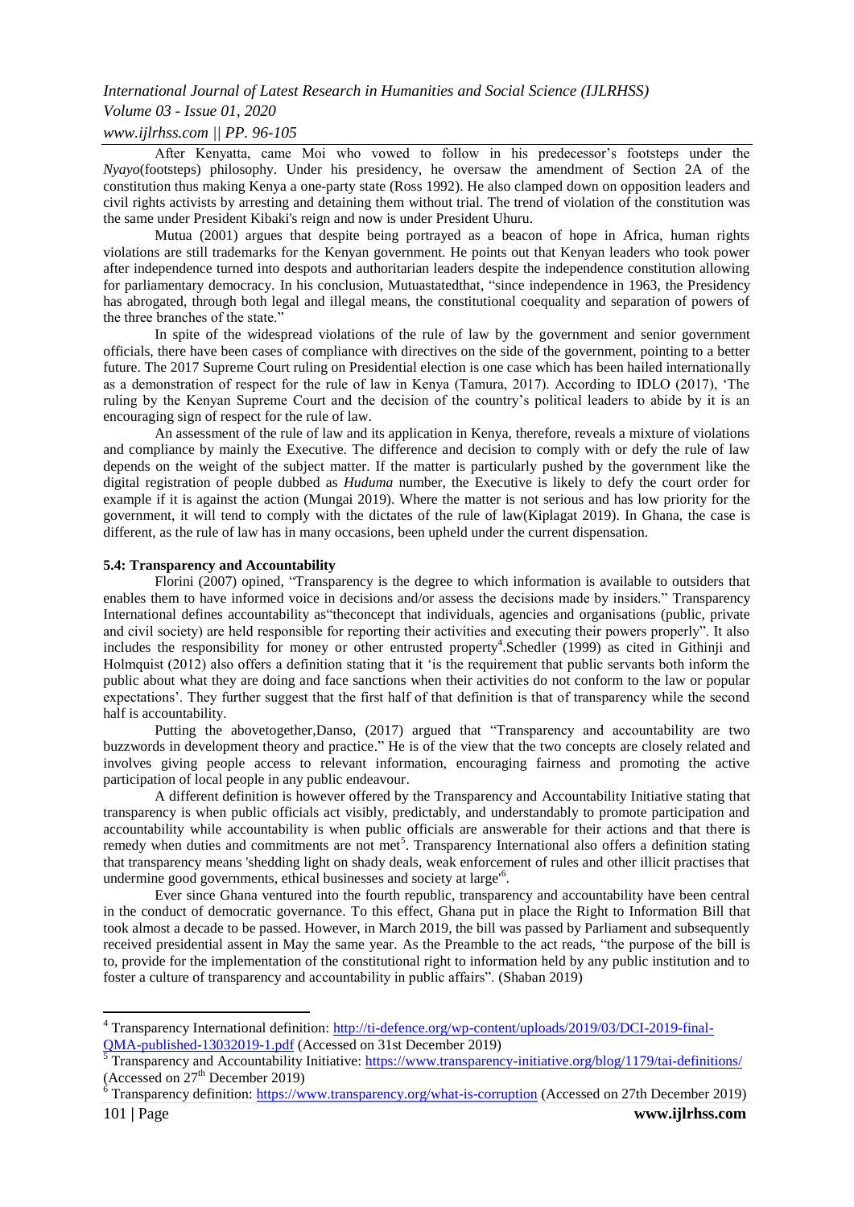After Kenyatta, came Moi who vowed to follow in his predecessor's footsteps under the *Nyayo*(footsteps) philosophy. Under his presidency, he oversaw the amendment of Section 2A of the constitution thus making Kenya a one-party state (Ross 1992). He also clamped down on opposition leaders and civil rights activists by arresting and detaining them without trial. The trend of violation of the constitution was the same under President Kibaki's reign and now is under President Uhuru.

Mutua (2001) argues that despite being portrayed as a beacon of hope in Africa, human rights violations are still trademarks for the Kenyan government. He points out that Kenyan leaders who took power after independence turned into despots and authoritarian leaders despite the independence constitution allowing for parliamentary democracy. In his conclusion, Mutuastatedthat, "since independence in 1963, the Presidency has abrogated, through both legal and illegal means, the constitutional coequality and separation of powers of the three branches of the state."

In spite of the widespread violations of the rule of law by the government and senior government officials, there have been cases of compliance with directives on the side of the government, pointing to a better future. The 2017 Supreme Court ruling on Presidential election is one case which has been hailed internationally as a demonstration of respect for the rule of law in Kenya (Tamura, 2017). According to IDLO (2017), 'The ruling by the Kenyan Supreme Court and the decision of the country's political leaders to abide by it is an encouraging sign of respect for the rule of law.

An assessment of the rule of law and its application in Kenya, therefore, reveals a mixture of violations and compliance by mainly the Executive. The difference and decision to comply with or defy the rule of law depends on the weight of the subject matter. If the matter is particularly pushed by the government like the digital registration of people dubbed as *Huduma* number, the Executive is likely to defy the court order for example if it is against the action (Mungai 2019). Where the matter is not serious and has low priority for the government, it will tend to comply with the dictates of the rule of law(Kiplagat 2019). In Ghana, the case is different, as the rule of law has in many occasions, been upheld under the current dispensation.

### 5.4: Transparency and Accountability

Florini (2007) opined, "Transparency is the degree to which information is available to outsiders that enables them to have informed voice in decisions and/or assess the decisions made by insiders." Transparency International defines accountability as"theconcept that individuals, agencies and organisations (public, private and civil society) are held responsible for reporting their activities and executing their powers properly". It also includes the responsibility for money or other entrusted property[4].Schedler (1999) as cited in Githinji and Holmquist (2012) also offers a definition stating that it 'is the requirement that public servants both inform the public about what they are doing and face sanctions when their activities do not conform to the law or popular expectations'. They further suggest that the first half of that definition is that of transparency while the second half is accountability.

Putting the abovetogether,Danso, (2017) argued that "Transparency and accountability are two buzzwords in development theory and practice." He is of the view that the two concepts are closely related and involves giving people access to relevant information, encouraging fairness and promoting the active participation of local people in any public endeavour.

A different definition is however offered by the Transparency and Accountability Initiative stating that transparency is when public officials act visibly, predictably, and understandably to promote participation and accountability while accountability is when public officials are answerable for their actions and that there is remedy when duties and commitments are not met[5]. Transparency International also offers a definition stating that transparency means 'shedding light on shady deals, weak enforcement of rules and other illicit practises that undermine good governments, ethical businesses and society at large'[6].

Ever since Ghana ventured into the fourth republic, transparency and accountability have been central in the conduct of democratic governance. To this effect, Ghana put in place the Right to Information Bill that took almost a decade to be passed. However, in March 2019, the bill was passed by Parliament and subsequently received presidential assent in May the same year. As the Preamble to the act reads, "the purpose of the bill is to, provide for the implementation of the constitutional right to information held by any public institution and to foster a culture of transparency and accountability in public affairs". (Shaban 2019)

---

[4] Transparency International definition: http://ti-defence.org/wp-content/uploads/2019/03/DCI-2019-final-QMA-published-13032019-1.pdf (Accessed on 31st December 2019)

[5] Transparency and Accountability Initiative: https://www.transparency-initiative.org/blog/1179/tai-definitions/ (Accessed on 27th December 2019)

[6] Transparency definition: https://www.transparency.org/what-is-corruption (Accessed on 27th December 2019)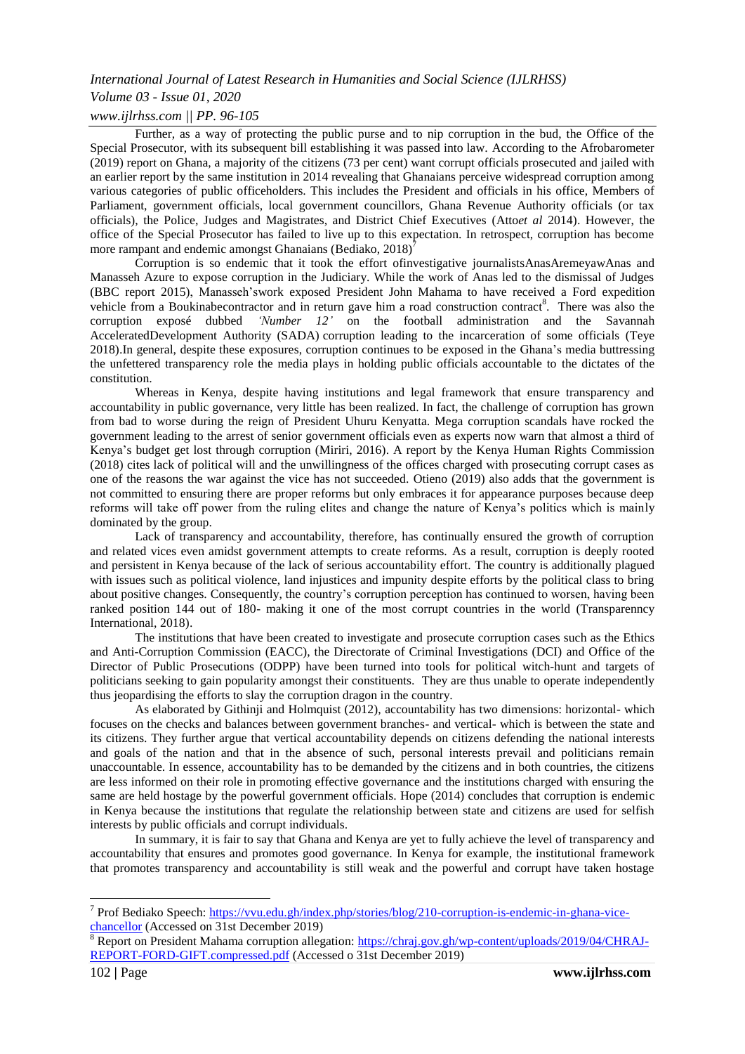Further, as a way of protecting the public purse and to nip corruption in the bud, the Office of the Special Prosecutor, with its subsequent bill establishing it was passed into law. According to the Afrobarometer (2019) report on Ghana, a majority of the citizens (73 per cent) want corrupt officials prosecuted and jailed with an earlier report by the same institution in 2014 revealing that Ghanaians perceive widespread corruption among various categories of public officeholders. This includes the President and officials in his office, Members of Parliament, government officials, local government councillors, Ghana Revenue Authority officials (or tax officials), the Police, Judges and Magistrates, and District Chief Executives (Atto*et al* 2014). However, the office of the Special Prosecutor has failed to live up to this expectation. In retrospect, corruption has become more rampant and endemic amongst Ghanaians (Bediako, 2018)[7]

Corruption is so endemic that it took the effort ofinvestigative journalistsAnasAremeyawAnas and Manasseh Azure to expose corruption in the Judiciary. While the work of Anas led to the dismissal of Judges (BBC report 2015), Manasseh'swork exposed President John Mahama to have received a Ford expedition vehicle from a Boukinabecontractor and in return gave him a road construction contract[8]. There was also the corruption exposé dubbed *'Number 12'* on the football administration and the Savannah AcceleratedDevelopment Authority (SADA) corruption leading to the incarceration of some officials (Teye 2018).In general, despite these exposures, corruption continues to be exposed in the Ghana's media buttressing the unfettered transparency role the media plays in holding public officials accountable to the dictates of the constitution.

Whereas in Kenya, despite having institutions and legal framework that ensure transparency and accountability in public governance, very little has been realized. In fact, the challenge of corruption has grown from bad to worse during the reign of President Uhuru Kenyatta. Mega corruption scandals have rocked the government leading to the arrest of senior government officials even as experts now warn that almost a third of Kenya's budget get lost through corruption (Miriri, 2016). A report by the Kenya Human Rights Commission (2018) cites lack of political will and the unwillingness of the offices charged with prosecuting corrupt cases as one of the reasons the war against the vice has not succeeded. Otieno (2019) also adds that the government is not committed to ensuring there are proper reforms but only embraces it for appearance purposes because deep reforms will take off power from the ruling elites and change the nature of Kenya's politics which is mainly dominated by the group.

Lack of transparency and accountability, therefore, has continually ensured the growth of corruption and related vices even amidst government attempts to create reforms. As a result, corruption is deeply rooted and persistent in Kenya because of the lack of serious accountability effort. The country is additionally plagued with issues such as political violence, land injustices and impunity despite efforts by the political class to bring about positive changes. Consequently, the country's corruption perception has continued to worsen, having been ranked position 144 out of 180- making it one of the most corrupt countries in the world (Transparenncy International, 2018).

The institutions that have been created to investigate and prosecute corruption cases such as the Ethics and Anti-Corruption Commission (EACC), the Directorate of Criminal Investigations (DCI) and Office of the Director of Public Prosecutions (ODPP) have been turned into tools for political witch-hunt and targets of politicians seeking to gain popularity amongst their constituents. They are thus unable to operate independently thus jeopardising the efforts to slay the corruption dragon in the country.

As elaborated by Githinji and Holmquist (2012), accountability has two dimensions: horizontal- which focuses on the checks and balances between government branches- and vertical- which is between the state and its citizens. They further argue that vertical accountability depends on citizens defending the national interests and goals of the nation and that in the absence of such, personal interests prevail and politicians remain unaccountable. In essence, accountability has to be demanded by the citizens and in both countries, the citizens are less informed on their role in promoting effective governance and the institutions charged with ensuring the same are held hostage by the powerful government officials. Hope (2014) concludes that corruption is endemic in Kenya because the institutions that regulate the relationship between state and citizens are used for selfish interests by public officials and corrupt individuals.

In summary, it is fair to say that Ghana and Kenya are yet to fully achieve the level of transparency and accountability that ensures and promotes good governance. In Kenya for example, the institutional framework that promotes transparency and accountability is still weak and the powerful and corrupt have taken hostage

---

[7] Prof Bediako Speech: https://vvu.edu.gh/index.php/stories/blog/210-corruption-is-endemic-in-ghana-vice-chancellor (Accessed on 31st December 2019)

[8] Report on President Mahama corruption allegation: https://chraj.gov.gh/wp-content/uploads/2019/04/CHRAJ-REPORT-FORD-GIFT.compressed.pdf (Accessed o 31st December 2019)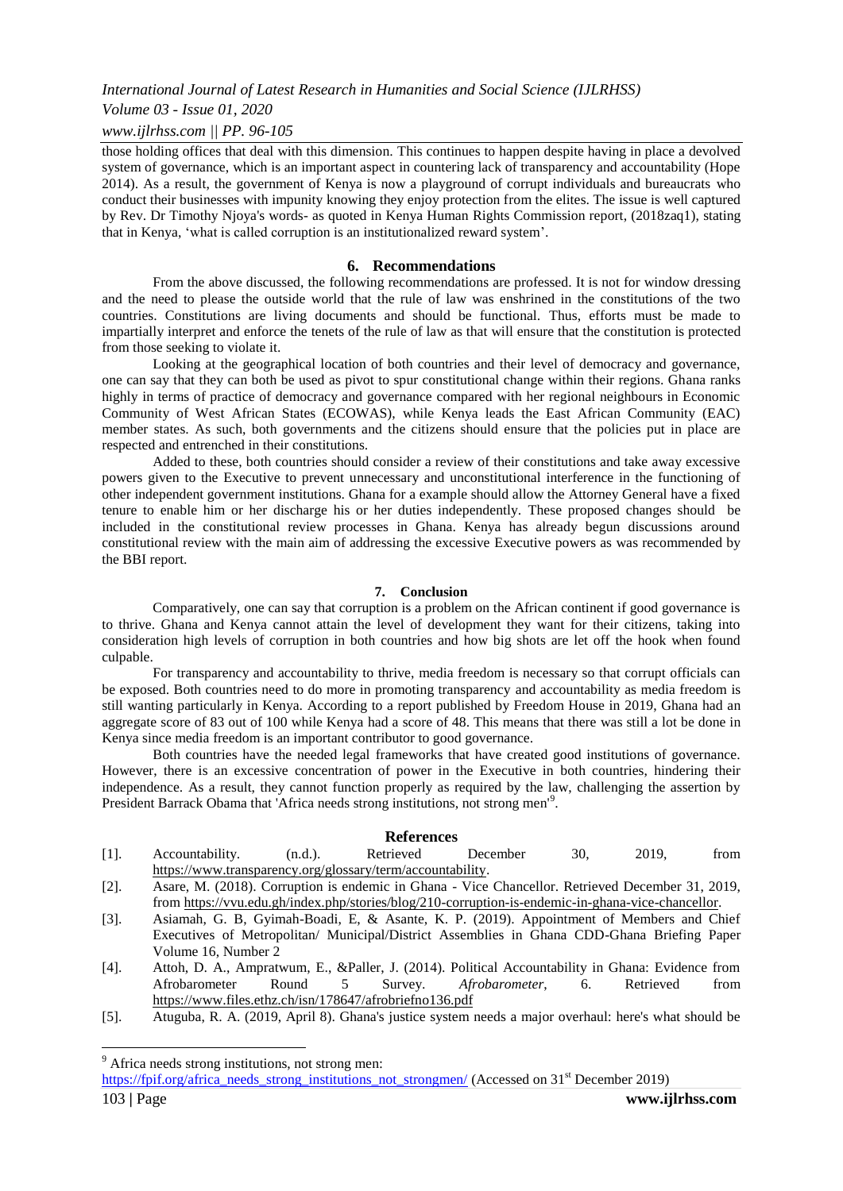those holding offices that deal with this dimension. This continues to happen despite having in place a devolved system of governance, which is an important aspect in countering lack of transparency and accountability (Hope 2014). As a result, the government of Kenya is now a playground of corrupt individuals and bureaucrats who conduct their businesses with impunity knowing they enjoy protection from the elites. The issue is well captured by Rev. Dr Timothy Njoya's words- as quoted in Kenya Human Rights Commission report, (2018zaq1), stating that in Kenya, 'what is called corruption is an institutionalized reward system'.

## 6. Recommendations

From the above discussed, the following recommendations are professed. It is not for window dressing and the need to please the outside world that the rule of law was enshrined in the constitutions of the two countries. Constitutions are living documents and should be functional. Thus, efforts must be made to impartially interpret and enforce the tenets of the rule of law as that will ensure that the constitution is protected from those seeking to violate it.

Looking at the geographical location of both countries and their level of democracy and governance, one can say that they can both be used as pivot to spur constitutional change within their regions. Ghana ranks highly in terms of practice of democracy and governance compared with her regional neighbours in Economic Community of West African States (ECOWAS), while Kenya leads the East African Community (EAC) member states. As such, both governments and the citizens should ensure that the policies put in place are respected and entrenched in their constitutions.

Added to these, both countries should consider a review of their constitutions and take away excessive powers given to the Executive to prevent unnecessary and unconstitutional interference in the functioning of other independent government institutions. Ghana for a example should allow the Attorney General have a fixed tenure to enable him or her discharge his or her duties independently. These proposed changes should be included in the constitutional review processes in Ghana. Kenya has already begun discussions around constitutional review with the main aim of addressing the excessive Executive powers as was recommended by the BBI report.

## 7. Conclusion

Comparatively, one can say that corruption is a problem on the African continent if good governance is to thrive. Ghana and Kenya cannot attain the level of development they want for their citizens, taking into consideration high levels of corruption in both countries and how big shots are let off the hook when found culpable.

For transparency and accountability to thrive, media freedom is necessary so that corrupt officials can be exposed. Both countries need to do more in promoting transparency and accountability as media freedom is still wanting particularly in Kenya. According to a report published by Freedom House in 2019, Ghana had an aggregate score of 83 out of 100 while Kenya had a score of 48. This means that there was still a lot be done in Kenya since media freedom is an important contributor to good governance.

Both countries have the needed legal frameworks that have created good institutions of governance. However, there is an excessive concentration of power in the Executive in both countries, hindering their independence. As a result, they cannot function properly as required by the law, challenging the assertion by President Barrack Obama that 'Africa needs strong institutions, not strong men'[9].

## References

[1]. Accountability. (n.d.). Retrieved December 30, 2019, from https://www.transparency.org/glossary/term/accountability.

[2]. Asare, M. (2018). Corruption is endemic in Ghana - Vice Chancellor. Retrieved December 31, 2019, from https://vvu.edu.gh/index.php/stories/blog/210-corruption-is-endemic-in-ghana-vice-chancellor.

[3]. Asiamah, G. B, Gyimah-Boadi, E, & Asante, K. P. (2019). Appointment of Members and Chief Executives of Metropolitan/ Municipal/District Assemblies in Ghana CDD-Ghana Briefing Paper Volume 16, Number 2

[4]. Attoh, D. A., Ampratwum, E., &Paller, J. (2014). Political Accountability in Ghana: Evidence from Afrobarometer Round 5 Survey. *Afrobarometer*, 6. Retrieved from https://www.files.ethz.ch/isn/178647/afrobriefno136.pdf

[5]. Atuguba, R. A. (2019, April 8). Ghana's justice system needs a major overhaul: here's what should be

---

[9] Africa needs strong institutions, not strong men: https://fpif.org/africa_needs_strong_institutions_not_strongmen/ (Accessed on 31st December 2019)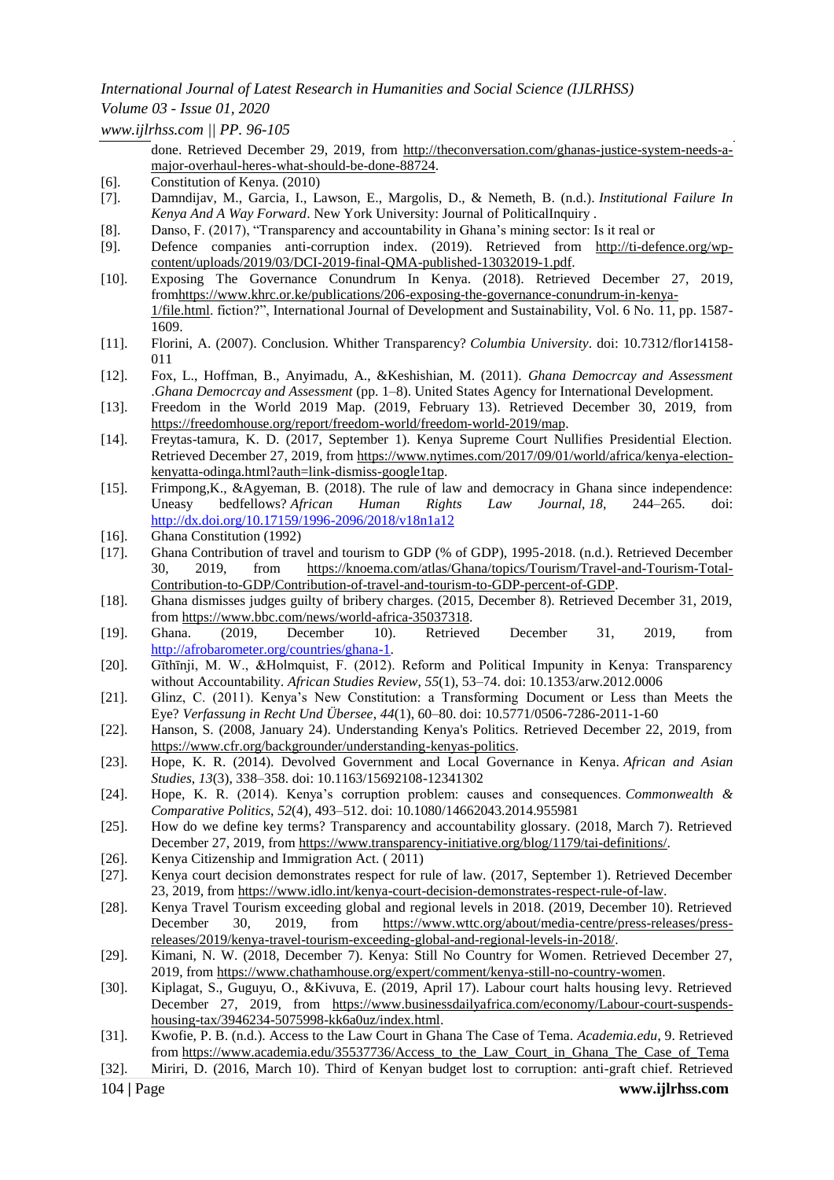done. Retrieved December 29, 2019, from http://theconversation.com/ghanas-justice-system-needs-a-major-overhaul-heres-what-should-be-done-88724.

[6]. Constitution of Kenya. (2010)

[7]. Damndijav, M., Garcia, I., Lawson, E., Margolis, D., & Nemeth, B. (n.d.). *Institutional Failure In Kenya And A Way Forward*. New York University: Journal of PoliticalInquiry .

[8]. Danso, F. (2017), "Transparency and accountability in Ghana's mining sector: Is it real or

[9]. Defence companies anti-corruption index. (2019). Retrieved from http://ti-defence.org/wp-content/uploads/2019/03/DCI-2019-final-QMA-published-13032019-1.pdf.

[10]. Exposing The Governance Conundrum In Kenya. (2018). Retrieved December 27, 2019, fromhttps://www.khrc.or.ke/publications/206-exposing-the-governance-conundrum-in-kenya-1/file.html. fiction?", International Journal of Development and Sustainability, Vol. 6 No. 11, pp. 1587-1609.

[11]. Florini, A. (2007). Conclusion. Whither Transparency? *Columbia University*. doi: 10.7312/flor14158-011

[12]. Fox, L., Hoffman, B., Anyimadu, A., &Keshishian, M. (2011). *Ghana Democrcay and Assessment .Ghana Democrcay and Assessment* (pp. 1–8). United States Agency for International Development.

[13]. Freedom in the World 2019 Map. (2019, February 13). Retrieved December 30, 2019, from https://freedomhouse.org/report/freedom-world/freedom-world-2019/map.

[14]. Freytas-tamura, K. D. (2017, September 1). Kenya Supreme Court Nullifies Presidential Election. Retrieved December 27, 2019, from https://www.nytimes.com/2017/09/01/world/africa/kenya-election-kenyatta-odinga.html?auth=link-dismiss-google1tap.

[15]. Frimpong,K., &Agyeman, B. (2018). The rule of law and democracy in Ghana since independence: Uneasy bedfellows? *African Human Rights Law Journal*, *18*, 244–265. doi: http://dx.doi.org/10.17159/1996-2096/2018/v18n1a12

[16]. Ghana Constitution (1992)

[17]. Ghana Contribution of travel and tourism to GDP (% of GDP), 1995-2018. (n.d.). Retrieved December 30, 2019, from https://knoema.com/atlas/Ghana/topics/Tourism/Travel-and-Tourism-Total-Contribution-to-GDP/Contribution-of-travel-and-tourism-to-GDP-percent-of-GDP.

[18]. Ghana dismisses judges guilty of bribery charges. (2015, December 8). Retrieved December 31, 2019, from https://www.bbc.com/news/world-africa-35037318.

[19]. Ghana. (2019, December 10). Retrieved December 31, 2019, from http://afrobarometer.org/countries/ghana-1.

[20]. Gĩthĩnji, M. W., &Holmquist, F. (2012). Reform and Political Impunity in Kenya: Transparency without Accountability. *African Studies Review*, *55*(1), 53–74. doi: 10.1353/arw.2012.0006

[21]. Glinz, C. (2011). Kenya's New Constitution: a Transforming Document or Less than Meets the Eye? *Verfassung in Recht Und Übersee*, *44*(1), 60–80. doi: 10.5771/0506-7286-2011-1-60

[22]. Hanson, S. (2008, January 24). Understanding Kenya's Politics. Retrieved December 22, 2019, from https://www.cfr.org/backgrounder/understanding-kenyas-politics.

[23]. Hope, K. R. (2014). Devolved Government and Local Governance in Kenya. *African and Asian Studies*, *13*(3), 338–358. doi: 10.1163/15692108-12341302

[24]. Hope, K. R. (2014). Kenya's corruption problem: causes and consequences. *Commonwealth & Comparative Politics*, *52*(4), 493–512. doi: 10.1080/14662043.2014.955981

[25]. How do we define key terms? Transparency and accountability glossary. (2018, March 7). Retrieved December 27, 2019, from https://www.transparency-initiative.org/blog/1179/tai-definitions/.

[26]. Kenya Citizenship and Immigration Act. ( 2011)

[27]. Kenya court decision demonstrates respect for rule of law. (2017, September 1). Retrieved December 23, 2019, from https://www.idlo.int/kenya-court-decision-demonstrates-respect-rule-of-law.

[28]. Kenya Travel Tourism exceeding global and regional levels in 2018. (2019, December 10). Retrieved December 30, 2019, from https://www.wttc.org/about/media-centre/press-releases/press-releases/2019/kenya-travel-tourism-exceeding-global-and-regional-levels-in-2018/.

[29]. Kimani, N. W. (2018, December 7). Kenya: Still No Country for Women. Retrieved December 27, 2019, from https://www.chathamhouse.org/expert/comment/kenya-still-no-country-women.

[30]. Kiplagat, S., Guguyu, O., &Kivuva, E. (2019, April 17). Labour court halts housing levy. Retrieved December 27, 2019, from https://www.businessdailyafrica.com/economy/Labour-court-suspends-housing-tax/3946234-5075998-kk6a0uz/index.html.

[31]. Kwofie, P. B. (n.d.). Access to the Law Court in Ghana The Case of Tema. *Academia.edu*, 9. Retrieved from https://www.academia.edu/35537736/Access_to_the_Law_Court_in_Ghana_The_Case_of_Tema

[32]. Miriri, D. (2016, March 10). Third of Kenyan budget lost to corruption: anti-graft chief. Retrieved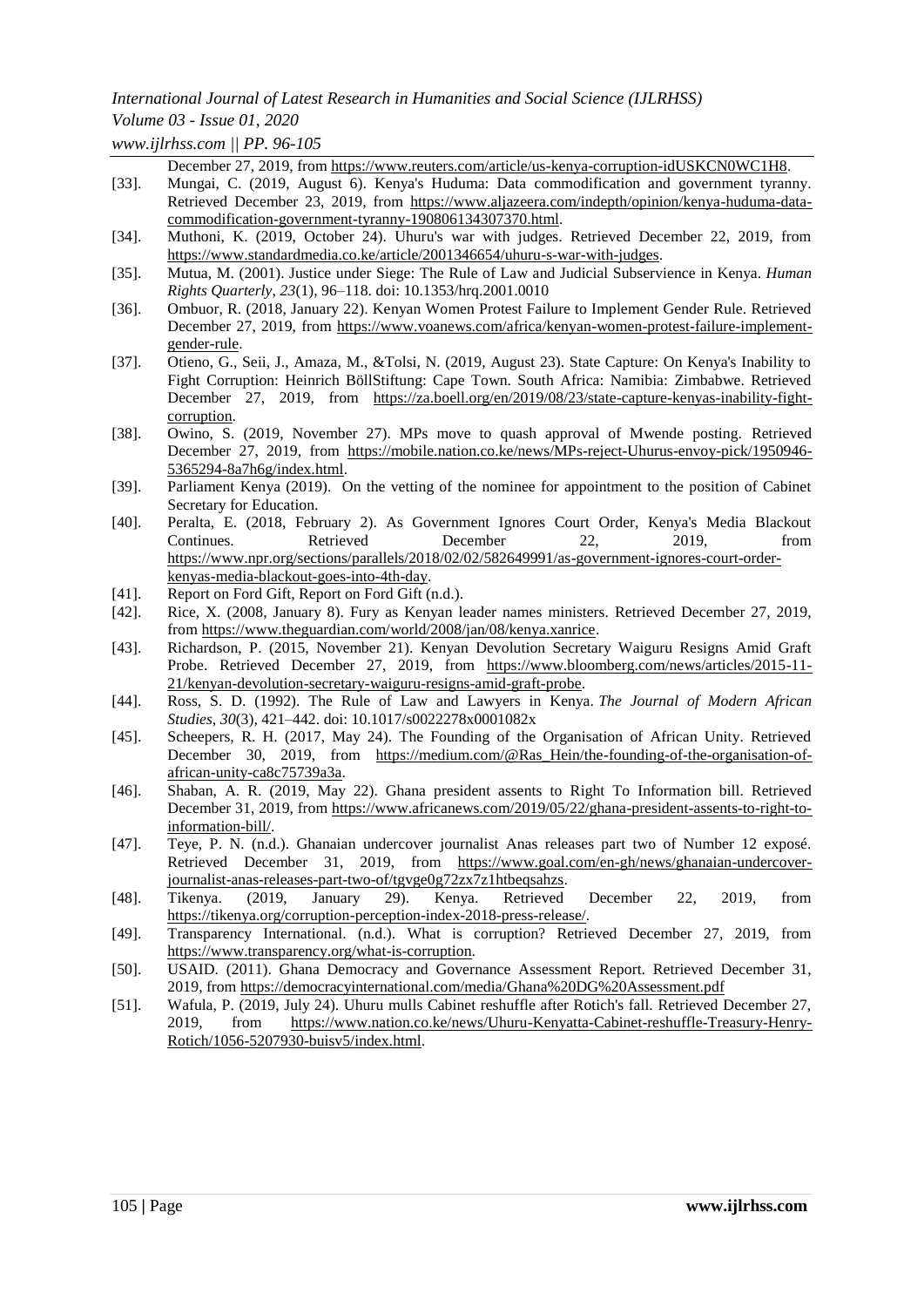December 27, 2019, from https://www.reuters.com/article/us-kenya-corruption-idUSKCN0WC1H8.

[33]. Mungai, C. (2019, August 6). Kenya's Huduma: Data commodification and government tyranny. Retrieved December 23, 2019, from https://www.aljazeera.com/indepth/opinion/kenya-huduma-data-commodification-government-tyranny-190806134307370.html.

[34]. Muthoni, K. (2019, October 24). Uhuru's war with judges. Retrieved December 22, 2019, from https://www.standardmedia.co.ke/article/2001346654/uhuru-s-war-with-judges.

[35]. Mutua, M. (2001). Justice under Siege: The Rule of Law and Judicial Subservience in Kenya. *Human Rights Quarterly*, *23*(1), 96–118. doi: 10.1353/hrq.2001.0010

[36]. Ombuor, R. (2018, January 22). Kenyan Women Protest Failure to Implement Gender Rule. Retrieved December 27, 2019, from https://www.voanews.com/africa/kenyan-women-protest-failure-implement-gender-rule.

[37]. Otieno, G., Seii, J., Amaza, M., &Tolsi, N. (2019, August 23). State Capture: On Kenya's Inability to Fight Corruption: Heinrich BöllStiftung: Cape Town. South Africa: Namibia: Zimbabwe. Retrieved December 27, 2019, from https://za.boell.org/en/2019/08/23/state-capture-kenyas-inability-fight-corruption.

[38]. Owino, S. (2019, November 27). MPs move to quash approval of Mwende posting. Retrieved December 27, 2019, from https://mobile.nation.co.ke/news/MPs-reject-Uhurus-envoy-pick/1950946-5365294-8a7h6g/index.html.

[39]. Parliament Kenya (2019). On the vetting of the nominee for appointment to the position of Cabinet Secretary for Education.

[40]. Peralta, E. (2018, February 2). As Government Ignores Court Order, Kenya's Media Blackout Continues. Retrieved December 22, 2019, from https://www.npr.org/sections/parallels/2018/02/02/582649991/as-government-ignores-court-order-kenyas-media-blackout-goes-into-4th-day.

[41]. Report on Ford Gift, Report on Ford Gift (n.d.).

[42]. Rice, X. (2008, January 8). Fury as Kenyan leader names ministers. Retrieved December 27, 2019, from https://www.theguardian.com/world/2008/jan/08/kenya.xanrice.

[43]. Richardson, P. (2015, November 21). Kenyan Devolution Secretary Waiguru Resigns Amid Graft Probe. Retrieved December 27, 2019, from https://www.bloomberg.com/news/articles/2015-11-21/kenyan-devolution-secretary-waiguru-resigns-amid-graft-probe.

[44]. Ross, S. D. (1992). The Rule of Law and Lawyers in Kenya. *The Journal of Modern African Studies*, *30*(3), 421–442. doi: 10.1017/s0022278x0001082x

[45]. Scheepers, R. H. (2017, May 24). The Founding of the Organisation of African Unity. Retrieved December 30, 2019, from https://medium.com/@Ras_Hein/the-founding-of-the-organisation-of-african-unity-ca8c75739a3a.

[46]. Shaban, A. R. (2019, May 22). Ghana president assents to Right To Information bill. Retrieved December 31, 2019, from https://www.africanews.com/2019/05/22/ghana-president-assents-to-right-to-information-bill/.

[47]. Teye, P. N. (n.d.). Ghanaian undercover journalist Anas releases part two of Number 12 exposé. Retrieved December 31, 2019, from https://www.goal.com/en-gh/news/ghanaian-undercover-journalist-anas-releases-part-two-of/tgvge0g72zx7z1htbeqsahzs.

[48]. Tikenya. (2019, January 29). Kenya. Retrieved December 22, 2019, from https://tikenya.org/corruption-perception-index-2018-press-release/.

[49]. Transparency International. (n.d.). What is corruption? Retrieved December 27, 2019, from https://www.transparency.org/what-is-corruption.

[50]. USAID. (2011). Ghana Democracy and Governance Assessment Report. Retrieved December 31, 2019, from https://democracyinternational.com/media/Ghana%20DG%20Assessment.pdf

[51]. Wafula, P. (2019, July 24). Uhuru mulls Cabinet reshuffle after Rotich's fall. Retrieved December 27, 2019, from https://www.nation.co.ke/news/Uhuru-Kenyatta-Cabinet-reshuffle-Treasury-Henry-Rotich/1056-5207930-buisv5/index.html.